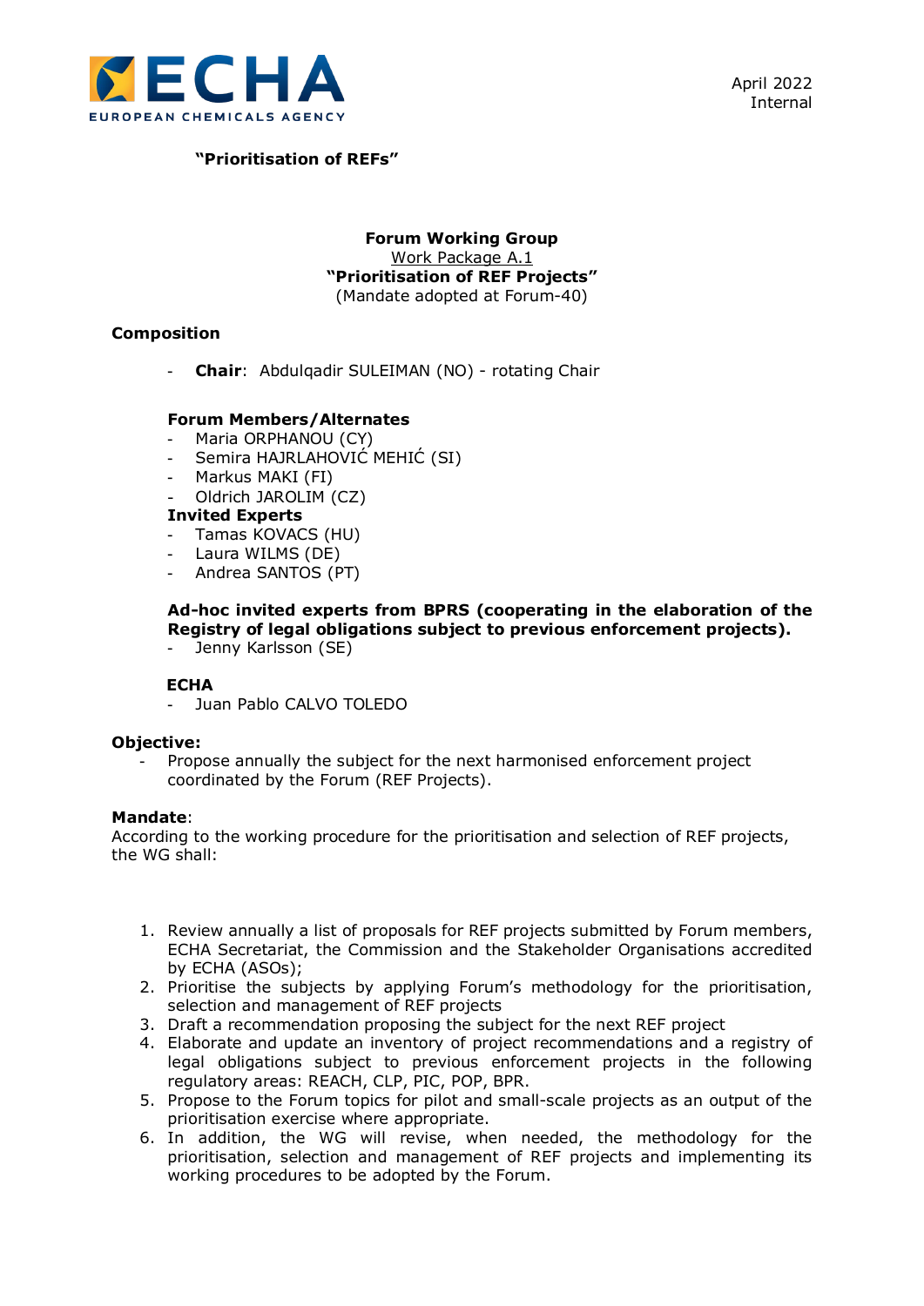ECHA
EUROPEAN CHEMICALS AGENCY

April 2022
Internal

**"Prioritisation of REFs"**

**Forum Working Group**
Work Package A.1
**"Prioritisation of REF Projects"**
(Mandate adopted at Forum-40)

**Composition**

- **Chair**: Abdulqadir SULEIMAN (NO) - rotating Chair

**Forum Members/Alternates**
- Maria ORPHANOU (CY)
- Semira HAJRLAHOVIĆ MEHIĆ (SI)
- Markus MAKI (FI)
- Oldrich JAROLIM (CZ)

**Invited Experts**
- Tamas KOVACS (HU)
- Laura WILMS (DE)
- Andrea SANTOS (PT)

**Ad-hoc invited experts from BPRS (cooperating in the elaboration of the Registry of legal obligations subject to previous enforcement projects).**
- Jenny Karlsson (SE)

**ECHA**
- Juan Pablo CALVO TOLEDO

**Objective:**
- Propose annually the subject for the next harmonised enforcement project coordinated by the Forum (REF Projects).

**Mandate**:
According to the working procedure for the prioritisation and selection of REF projects, the WG shall:

1. Review annually a list of proposals for REF projects submitted by Forum members, ECHA Secretariat, the Commission and the Stakeholder Organisations accredited by ECHA (ASOs);
2. Prioritise the subjects by applying Forum's methodology for the prioritisation, selection and management of REF projects
3. Draft a recommendation proposing the subject for the next REF project
4. Elaborate and update an inventory of project recommendations and a registry of legal obligations subject to previous enforcement projects in the following regulatory areas: REACH, CLP, PIC, POP, BPR.
5. Propose to the Forum topics for pilot and small-scale projects as an output of the prioritisation exercise where appropriate.
6. In addition, the WG will revise, when needed, the methodology for the prioritisation, selection and management of REF projects and implementing its working procedures to be adopted by the Forum.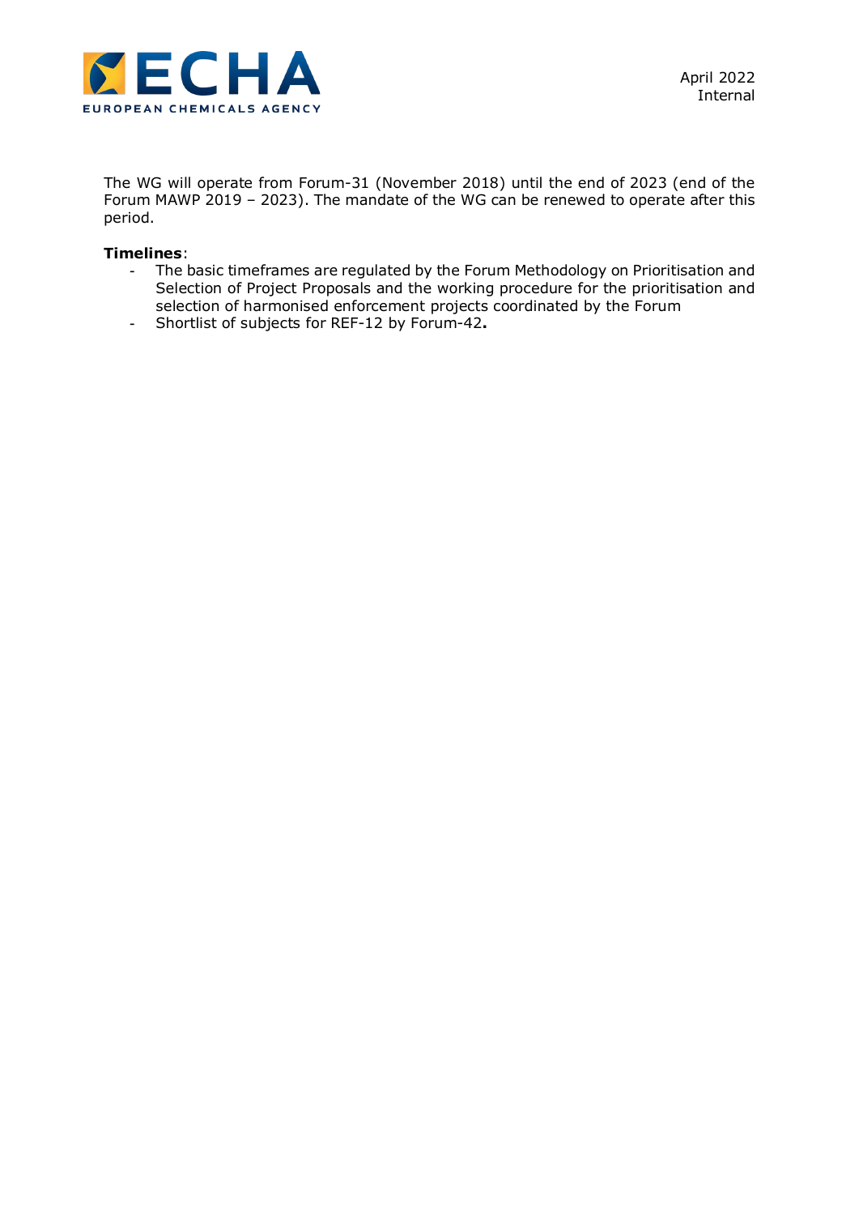The WG will operate from Forum-31 (November 2018) until the end of 2023 (end of the Forum MAWP 2019 – 2023). The mandate of the WG can be renewed to operate after this period.

**Timelines**:

- The basic timeframes are regulated by the Forum Methodology on Prioritisation and Selection of Project Proposals and the working procedure for the prioritisation and selection of harmonised enforcement projects coordinated by the Forum
- Shortlist of subjects for REF-12 by Forum-42.